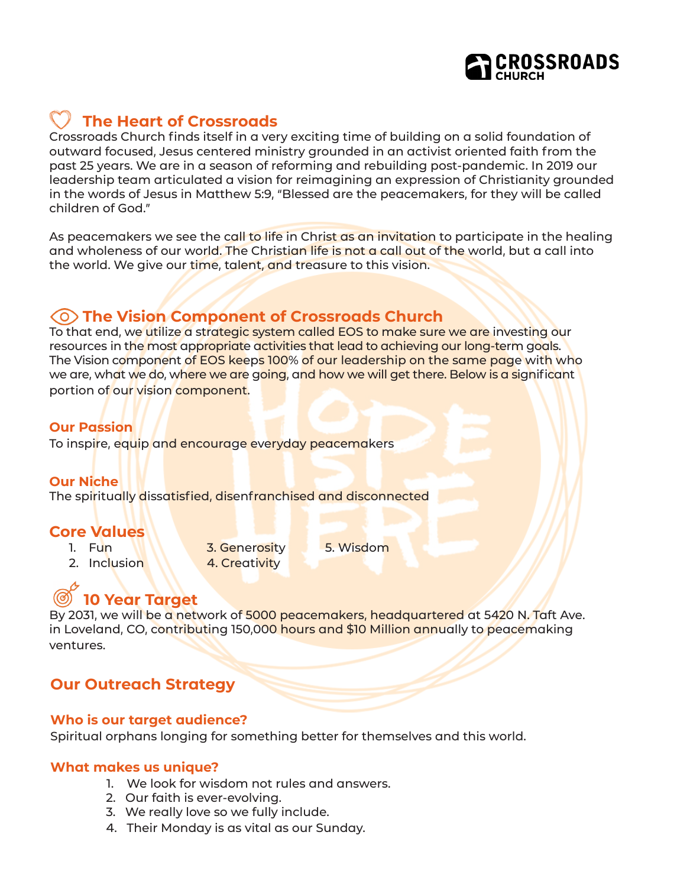# The Heart of Crossroads

Crossroads Church finds itself in a very exciting time of building on a solid foundation of outward focused, Jesus centered ministry grounded in an activist oriented faith from the past 25 years. We are in a season of reforming and rebuilding post-pandemic. In 2019 our leadership team articulated a vision for reimagining an expression of Christianity grounded in the words of Jesus in Matthew 5:9, "Blessed are the peacemakers, for they will be called children of God."

As peacemakers we see the call to life in Christ as an invitation to participate in the healing and wholeness of our world. The Christian life is not a call out of the world, but a call into the world. We give our time, talent, and treasure to this vision.

# The Vision Component of Crossroads Church

To that end, we utilize a strategic system called EOS to make sure we are investing our resources in the most appropriate activities that lead to achieving our long-term goals. The Vision component of EOS keeps 100% of our leadership on the same page with who we are, what we do, where we are going, and how we will get there. Below is a significant portion of our vision component.

### Our Passion

To inspire, equip and encourage everyday peacemakers

### Our Niche

The spiritually dissatisfied, disenfranchised and disconnected

## Core Values

1. Fun
2. Inclusion
3. Generosity
4. Creativity
5. Wisdom

# 10 Year Target

By 2031, we will be a network of 5000 peacemakers, headquartered at 5420 N. Taft Ave. in Loveland, CO, contributing 150,000 hours and $10 Million annually to peacemaking ventures.

## Our Outreach Strategy

### Who is our target audience?

Spiritual orphans longing for something better for themselves and this world.

### What makes us unique?

1. We look for wisdom not rules and answers.
2. Our faith is ever-evolving.
3. We really love so we fully include.
4. Their Monday is as vital as our Sunday.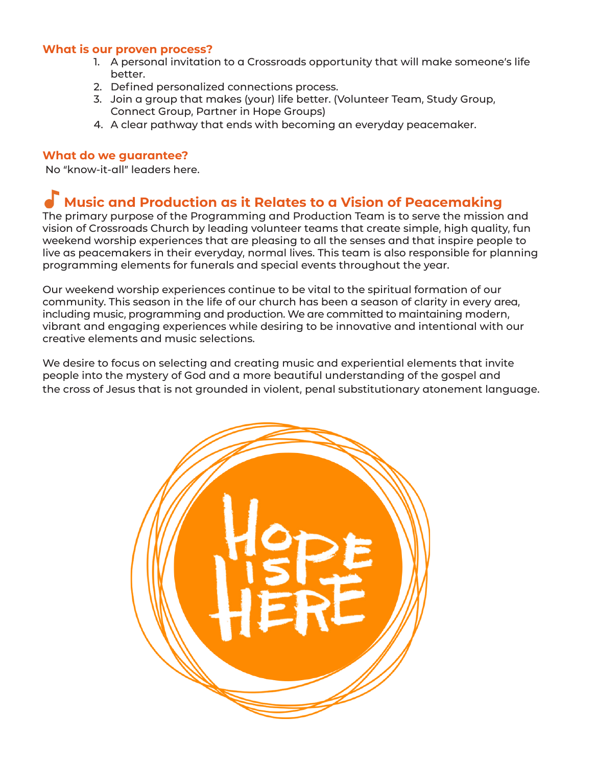### What is our proven process?

1. A personal invitation to a Crossroads opportunity that will make someone's life better.
2. Defined personalized connections process.
3. Join a group that makes (your) life better. (Volunteer Team, Study Group, Connect Group, Partner in Hope Groups)
4. A clear pathway that ends with becoming an everyday peacemaker.

### What do we guarantee?

No "know-it-all" leaders here.

## Music and Production as it Relates to a Vision of Peacemaking

The primary purpose of the Programming and Production Team is to serve the mission and vision of Crossroads Church by leading volunteer teams that create simple, high quality, fun weekend worship experiences that are pleasing to all the senses and that inspire people to live as peacemakers in their everyday, normal lives. This team is also responsible for planning programming elements for funerals and special events throughout the year.

Our weekend worship experiences continue to be vital to the spiritual formation of our community. This season in the life of our church has been a season of clarity in every area, including music, programming and production. We are committed to maintaining modern, vibrant and engaging experiences while desiring to be innovative and intentional with our creative elements and music selections.

We desire to focus on selecting and creating music and experiential elements that invite people into the mystery of God and a more beautiful understanding of the gospel and the cross of Jesus that is not grounded in violent, penal substitutionary atonement language.

HOPE IS HERE